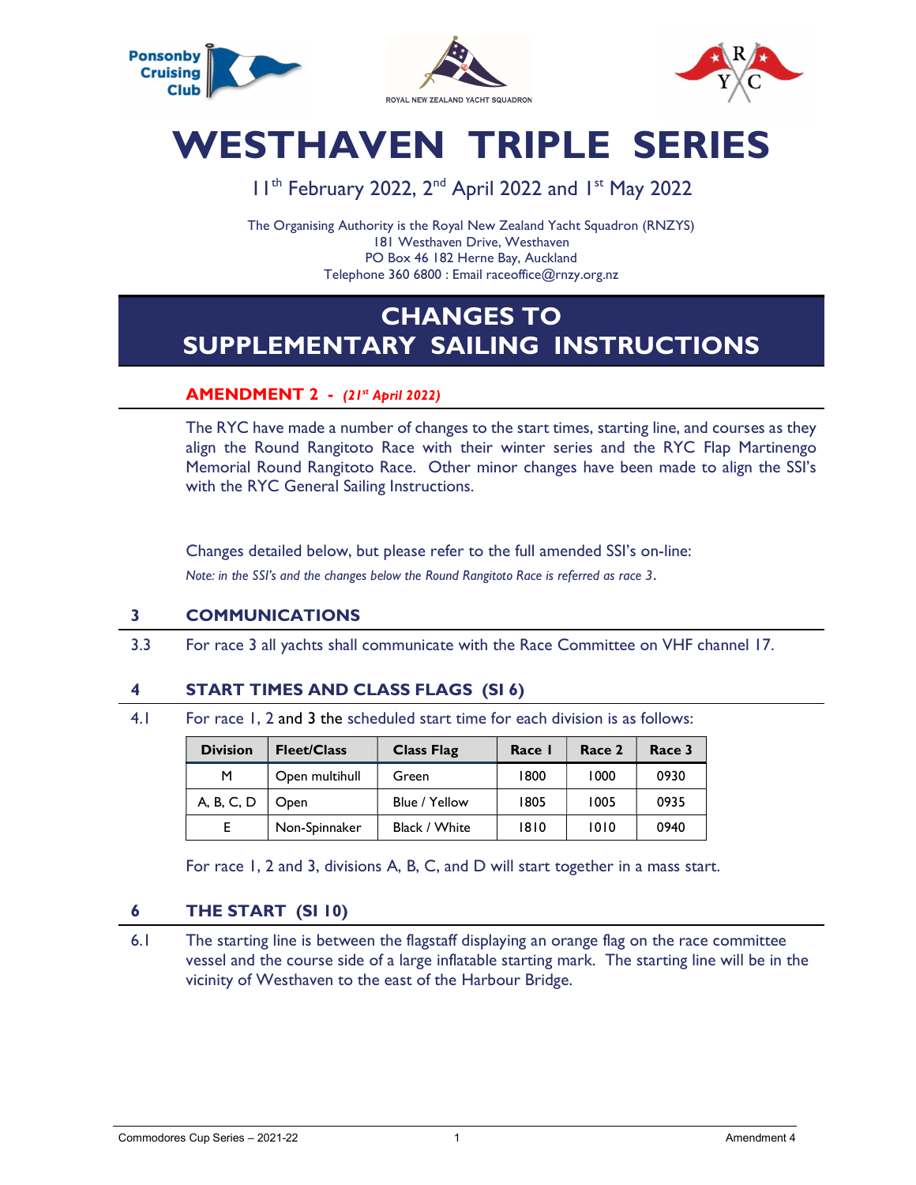Ponsonby Cruising Club

ROYAL NEW ZEALAND YACHT SQUADRON

# WESTHAVEN TRIPLE SERIES

11th February 2022, 2nd April 2022 and 1st May 2022

The Organising Authority is the Royal New Zealand Yacht Squadron (RNZYS)
181 Westhaven Drive, Westhaven
PO Box 46 182 Herne Bay, Auckland
Telephone 360 6800 : Email raceoffice@rnzy.org.nz

# CHANGES TO SUPPLEMENTARY SAILING INSTRUCTIONS

## AMENDMENT 2 - *(21st April 2022)*

The RYC have made a number of changes to the start times, starting line, and courses as they align the Round Rangitoto Race with their winter series and the RYC Flap Martinengo Memorial Round Rangitoto Race. Other minor changes have been made to align the SSI's with the RYC General Sailing Instructions.

Changes detailed below, but please refer to the full amended SSI's on-line:

*Note: in the SSI's and the changes below the Round Rangitoto Race is referred as race 3.*

## 3 COMMUNICATIONS

3.3 For race 3 all yachts shall communicate with the Race Committee on VHF channel 17.

## 4 START TIMES AND CLASS FLAGS (SI 6)

4.1 For race 1, 2 and 3 the scheduled start time for each division is as follows:

| Division | Fleet/Class | Class Flag | Race 1 | Race 2 | Race 3 |
|---|---|---|---|---|---|
| M | Open multihull | Green | 1800 | 1000 | 0930 |
| A, B, C, D | Open | Blue / Yellow | 1805 | 1005 | 0935 |
| E | Non-Spinnaker | Black / White | 1810 | 1010 | 0940 |

For race 1, 2 and 3, divisions A, B, C, and D will start together in a mass start.

## 6 THE START (SI 10)

6.1 The starting line is between the flagstaff displaying an orange flag on the race committee vessel and the course side of a large inflatable starting mark. The starting line will be in the vicinity of Westhaven to the east of the Harbour Bridge.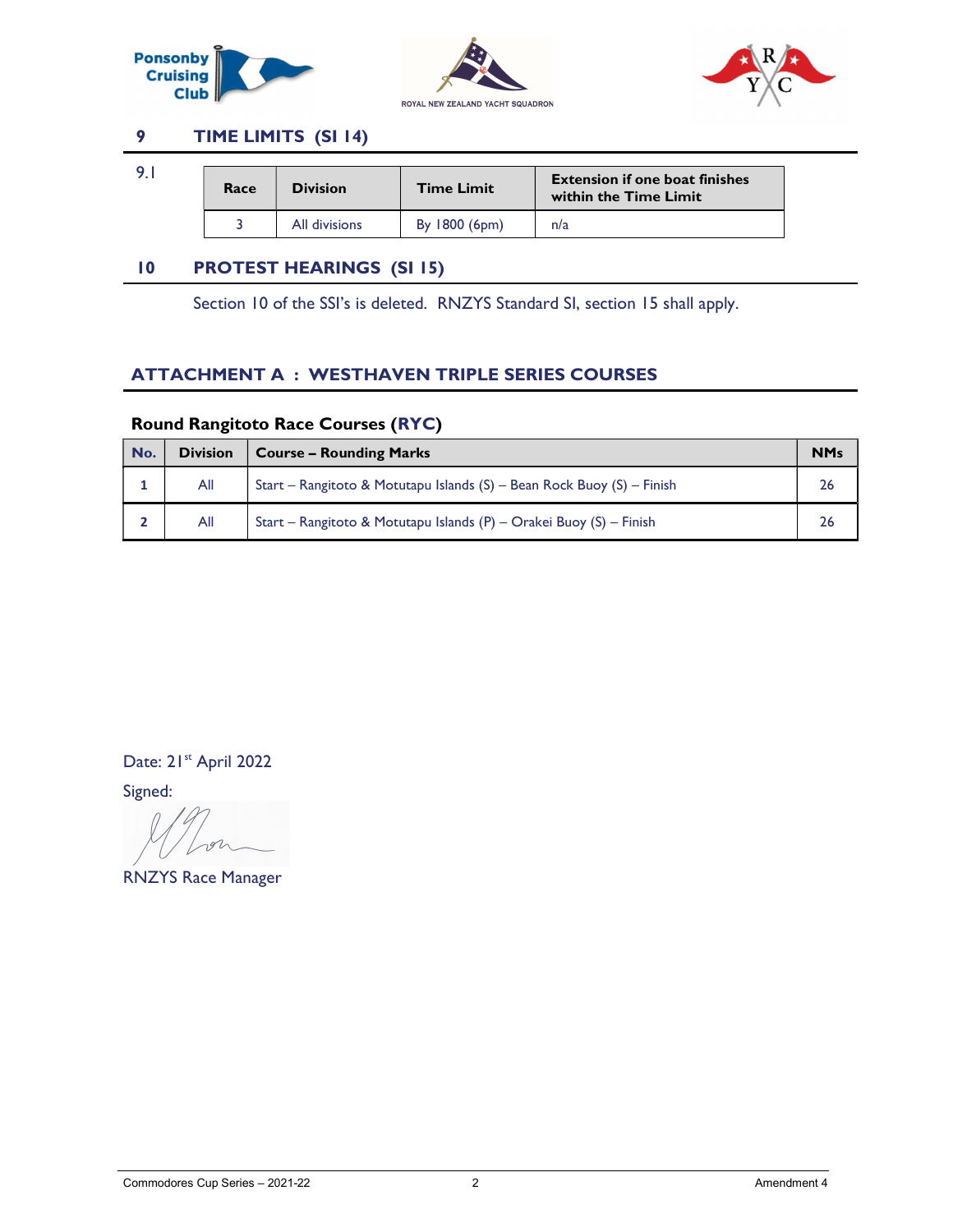## 9 TIME LIMITS (SI 14)

9.1

| Race | Division | Time Limit | Extension if one boat finishes within the Time Limit |
|---|---|---|---|
| 3 | All divisions | By 1800 (6pm) | n/a |

## 10 PROTEST HEARINGS (SI 15)

Section 10 of the SSI's is deleted. RNZYS Standard SI, section 15 shall apply.

## ATTACHMENT A : WESTHAVEN TRIPLE SERIES COURSES

### Round Rangitoto Race Courses (RYC)

| No. | Division | Course – Rounding Marks | NMs |
|---|---|---|---|
| 1 | All | Start – Rangitoto & Motutapu Islands (S) – Bean Rock Buoy (S) – Finish | 26 |
| 2 | All | Start – Rangitoto & Motutapu Islands (P) – Orakei Buoy (S) – Finish | 26 |

Date: 21st April 2022

Signed:

RNZYS Race Manager